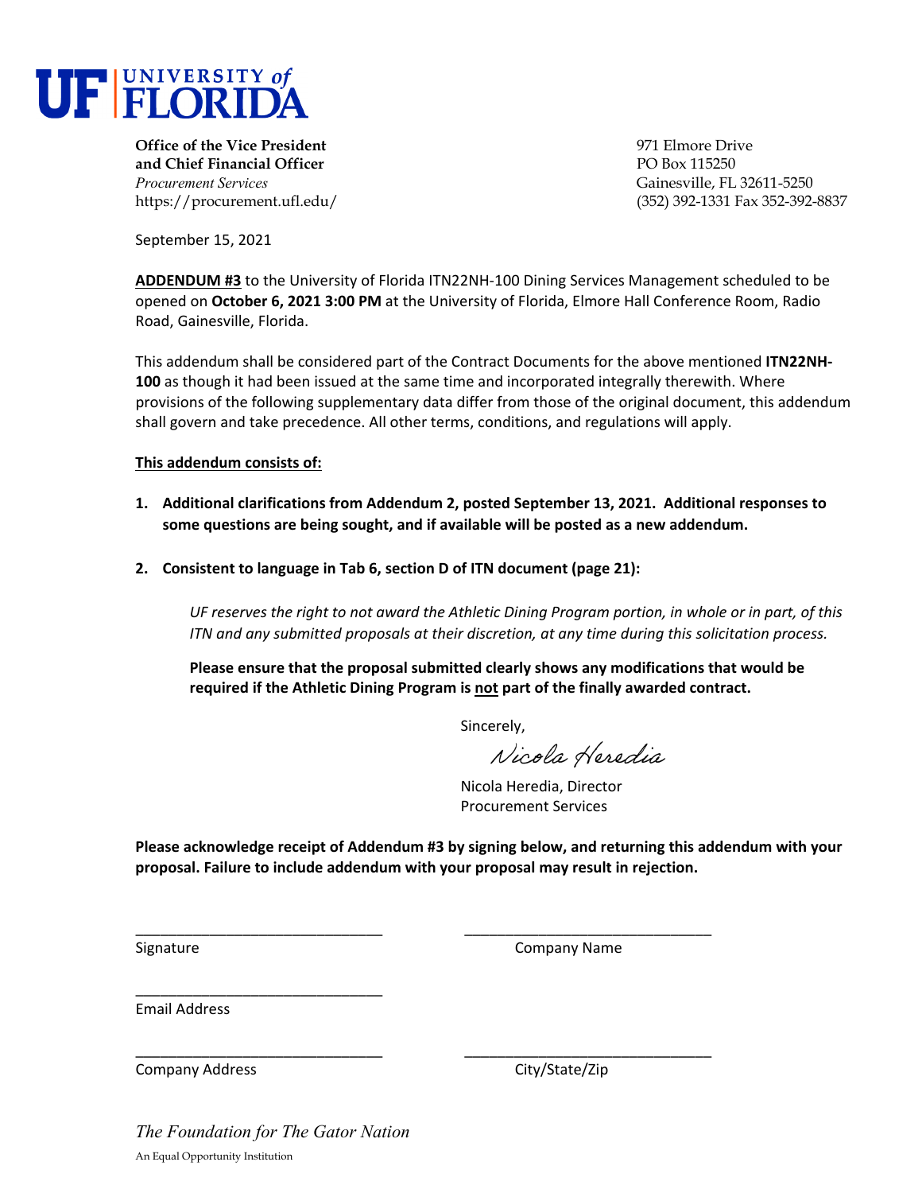# UF UNIVERSITY of FLORIDA

**Office of the Vice President**
**and Chief Financial Officer**
*Procurement Services*
https://procurement.ufl.edu/

971 Elmore Drive
PO Box 115250
Gainesville, FL 32611-5250
(352) 392-1331 Fax 352-392-8837

September 15, 2021

**ADDENDUM #3** to the University of Florida ITN22NH-100 Dining Services Management scheduled to be opened on **October 6, 2021 3:00 PM** at the University of Florida, Elmore Hall Conference Room, Radio Road, Gainesville, Florida.

This addendum shall be considered part of the Contract Documents for the above mentioned **ITN22NH-100** as though it had been issued at the same time and incorporated integrally therewith. Where provisions of the following supplementary data differ from those of the original document, this addendum shall govern and take precedence. All other terms, conditions, and regulations will apply.

**This addendum consists of:**

1. **Additional clarifications from Addendum 2, posted September 13, 2021. Additional responses to some questions are being sought, and if available will be posted as a new addendum.**

2. **Consistent to language in Tab 6, section D of ITN document (page 21):**

   *UF reserves the right to not award the Athletic Dining Program portion, in whole or in part, of this ITN and any submitted proposals at their discretion, at any time during this solicitation process.*

   **Please ensure that the proposal submitted clearly shows any modifications that would be required if the Athletic Dining Program is not part of the finally awarded contract.**

Sincerely,

*Nicola Heredia*

Nicola Heredia, Director
Procurement Services

**Please acknowledge receipt of Addendum #3 by signing below, and returning this addendum with your proposal. Failure to include addendum with your proposal may result in rejection.**

______________________________ ______________________________
Signature Company Name

______________________________
Email Address

______________________________ ______________________________
Company Address City/State/Zip

*The Foundation for The Gator Nation*

An Equal Opportunity Institution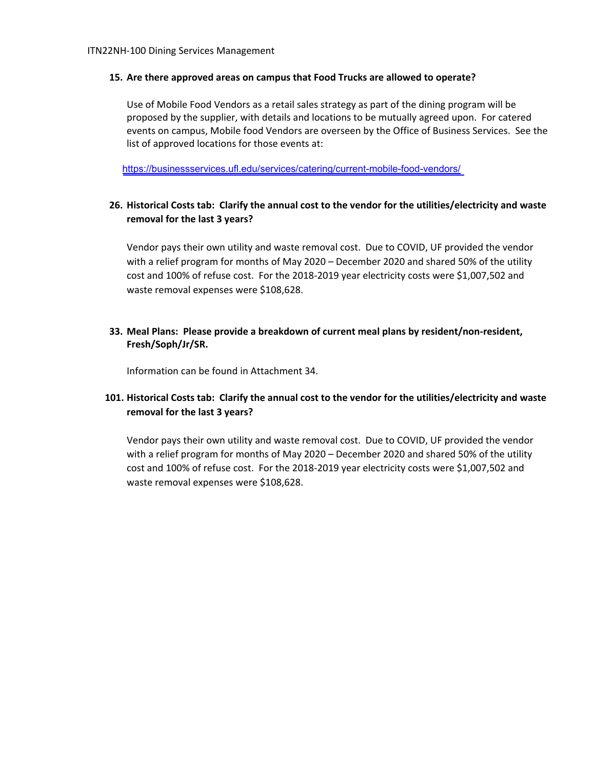**15. Are there approved areas on campus that Food Trucks are allowed to operate?**

Use of Mobile Food Vendors as a retail sales strategy as part of the dining program will be proposed by the supplier, with details and locations to be mutually agreed upon. For catered events on campus, Mobile food Vendors are overseen by the Office of Business Services. See the list of approved locations for those events at:

https://businessservices.ufl.edu/services/catering/current-mobile-food-vendors/

**26. Historical Costs tab: Clarify the annual cost to the vendor for the utilities/electricity and waste removal for the last 3 years?**

Vendor pays their own utility and waste removal cost. Due to COVID, UF provided the vendor with a relief program for months of May 2020 – December 2020 and shared 50% of the utility cost and 100% of refuse cost. For the 2018-2019 year electricity costs were $1,007,502 and waste removal expenses were $108,628.

**33. Meal Plans: Please provide a breakdown of current meal plans by resident/non-resident, Fresh/Soph/Jr/SR.**

Information can be found in Attachment 34.

**101. Historical Costs tab: Clarify the annual cost to the vendor for the utilities/electricity and waste removal for the last 3 years?**

Vendor pays their own utility and waste removal cost. Due to COVID, UF provided the vendor with a relief program for months of May 2020 – December 2020 and shared 50% of the utility cost and 100% of refuse cost. For the 2018-2019 year electricity costs were $1,007,502 and waste removal expenses were $108,628.